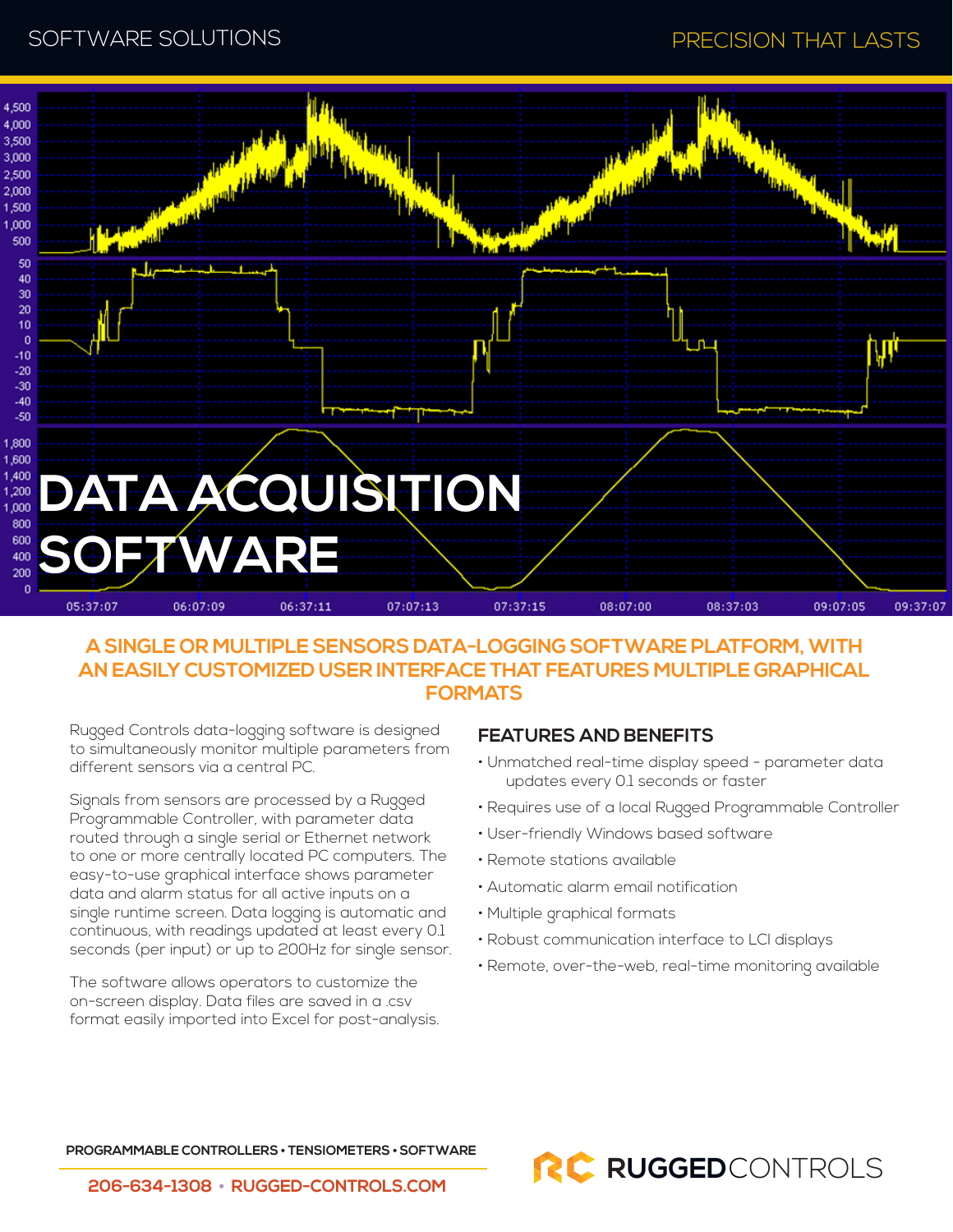SOFTWARE SOLUTIONS

PRECISION THAT LASTS

# DATA ACQUISITION SOFTWARE

## A SINGLE OR MULTIPLE SENSORS DATA-LOGGING SOFTWARE PLATFORM, WITH AN EASILY CUSTOMIZED USER INTERFACE THAT FEATURES MULTIPLE GRAPHICAL FORMATS

Rugged Controls data-logging software is designed to simultaneously monitor multiple parameters from different sensors via a central PC.

Signals from sensors are processed by a Rugged Programmable Controller, with parameter data routed through a single serial or Ethernet network to one or more centrally located PC computers. The easy-to-use graphical interface shows parameter data and alarm status for all active inputs on a single runtime screen. Data logging is automatic and continuous, with readings updated at least every 0.1 seconds (per input) or up to 200Hz for single sensor.

The software allows operators to customize the on-screen display. Data files are saved in a .csv format easily imported into Excel for post-analysis.

### FEATURES AND BENEFITS

- Unmatched real-time display speed - parameter data updates every 0.1 seconds or faster
- Requires use of a local Rugged Programmable Controller
- User-friendly Windows based software
- Remote stations available
- Automatic alarm email notification
- Multiple graphical formats
- Robust communication interface to LCI displays
- Remote, over-the-web, real-time monitoring available

PROGRAMMABLE CONTROLLERS • TENSIOMETERS • SOFTWARE

206-634-1308 • RUGGED-CONTROLS.COM

RUGGEDCONTROLS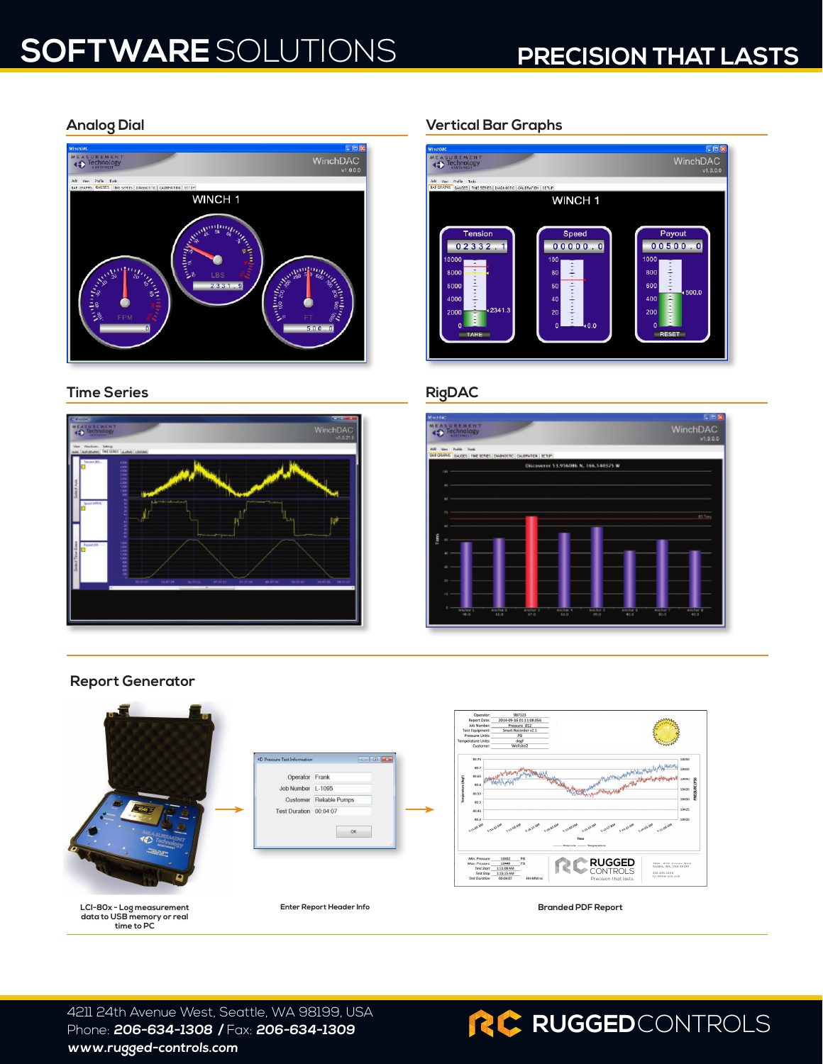# SOFTWARE SOLUTIONS

**PRECISION THAT LASTS**

## Analog Dial

## Vertical Bar Graphs

## Time Series

## RigDAC

## Report Generator

LCI-80x - Log measurement data to USB memory or real time to PC

Enter Report Header Info

Branded PDF Report

4211 24th Avenue West, Seattle, WA 98199, USA
Phone: **206-634-1308** / Fax: **206-634-1309**
**www.rugged-controls.com**

RUGGED CONTROLS